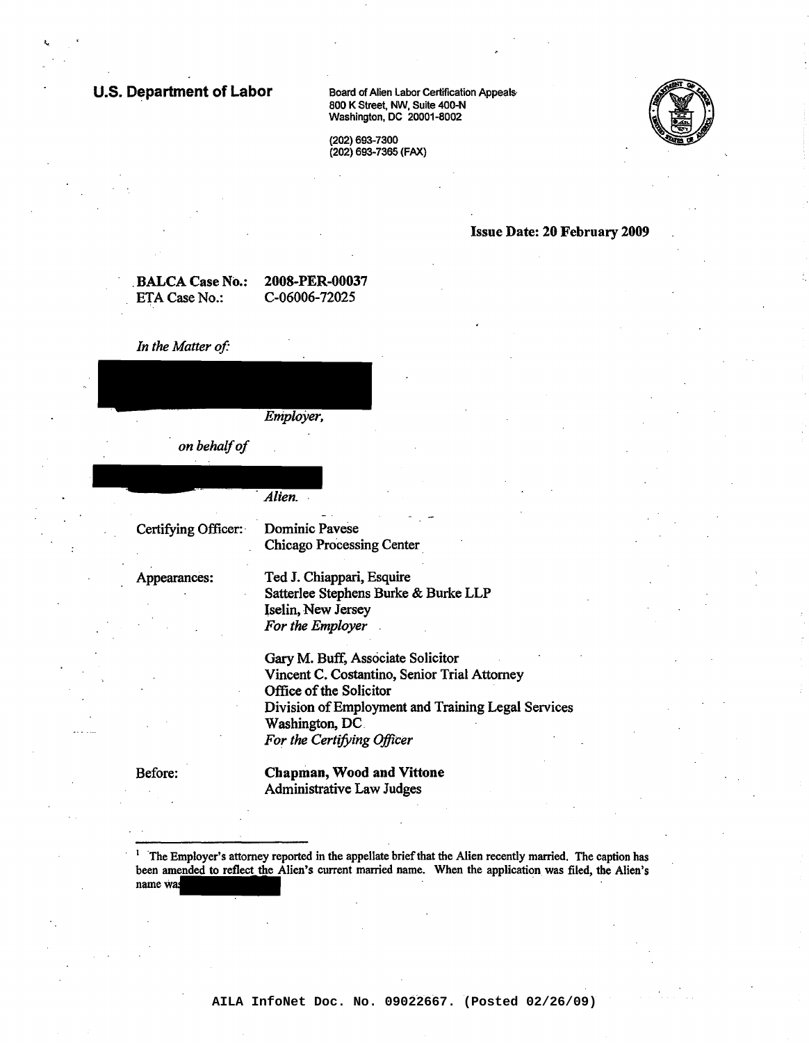**U.S. Department of Labor**

Board of Alien Labor Certification Appeals
800 K Street, NW, Suite 400-N
Washington, DC 20001-8002

(202) 693-7300
(202) 693-7365 (FAX)

**Issue Date: 20 February 2009**

**BALCA Case No.:** **2008-PER-00037**
ETA Case No.: C-06006-72025

*In the Matter of:*

*Employer,*

*on behalf of*

*Alien.*

Certifying Officer: Dominic Pavese
Chicago Processing Center

Appearances: Ted J. Chiappari, Esquire
Satterlee Stephens Burke & Burke LLP
Iselin, New Jersey
*For the Employer*

Gary M. Buff, Associate Solicitor
Vincent C. Costantino, Senior Trial Attorney
Office of the Solicitor
Division of Employment and Training Legal Services
Washington, DC
*For the Certifying Officer*

Before: **Chapman, Wood and Vittone**
Administrative Law Judges

---

[1] The Employer's attorney reported in the appellate brief that the Alien recently married. The caption has been amended to reflect the Alien's current married name. When the application was filed, the Alien's name was

AILA InfoNet Doc. No. 09022667. (Posted 02/26/09)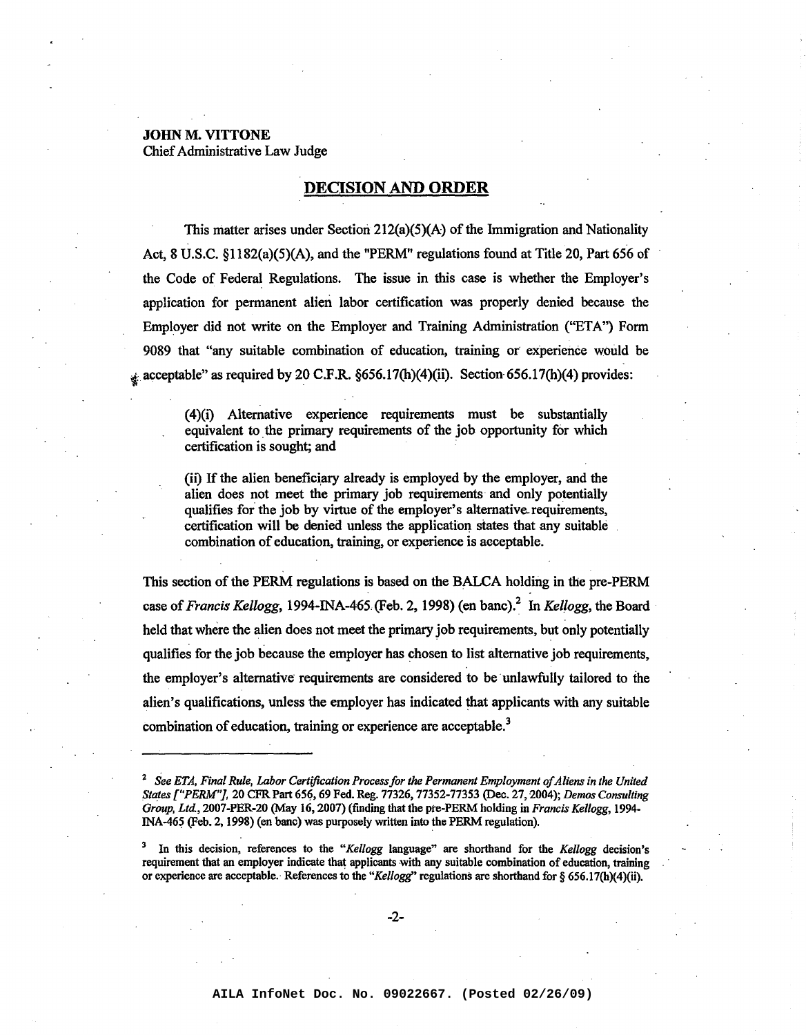**JOHN M. VITTONE**
Chief Administrative Law Judge

## DECISION AND ORDER

This matter arises under Section 212(a)(5)(A) of the Immigration and Nationality Act, 8 U.S.C. §1182(a)(5)(A), and the "PERM" regulations found at Title 20, Part 656 of the Code of Federal Regulations. The issue in this case is whether the Employer's application for permanent alien labor certification was properly denied because the Employer did not write on the Employer and Training Administration ("ETA") Form 9089 that "any suitable combination of education, training or experience would be acceptable" as required by 20 C.F.R. §656.17(h)(4)(ii). Section 656.17(h)(4) provides:

> (4)(i) Alternative experience requirements must be substantially equivalent to the primary requirements of the job opportunity for which certification is sought; and
>
> (ii) If the alien beneficiary already is employed by the employer, and the alien does not meet the primary job requirements and only potentially qualifies for the job by virtue of the employer's alternative requirements, certification will be denied unless the application states that any suitable combination of education, training, or experience is acceptable.

This section of the PERM regulations is based on the BALCA holding in the pre-PERM case of *Francis Kellogg*, 1994-INA-465 (Feb. 2, 1998) (en banc).[2] In *Kellogg*, the Board held that where the alien does not meet the primary job requirements, but only potentially qualifies for the job because the employer has chosen to list alternative job requirements, the employer's alternative requirements are considered to be unlawfully tailored to the alien's qualifications, unless the employer has indicated that applicants with any suitable combination of education, training or experience are acceptable.[3]

---

[2] *See ETA, Final Rule, Labor Certification Process for the Permanent Employment of Aliens in the United States ["PERM"]*, 20 CFR Part 656, 69 Fed. Reg. 77326, 77352-77353 (Dec. 27, 2004); *Demos Consulting Group, Ltd.*, 2007-PER-20 (May 16, 2007) (finding that the pre-PERM holding in *Francis Kellogg*, 1994-INA-465 (Feb. 2, 1998) (en banc) was purposely written into the PERM regulation).

[3] In this decision, references to the "*Kellogg* language" are shorthand for the *Kellogg* decision's requirement that an employer indicate that applicants with any suitable combination of education, training or experience are acceptable. References to the "*Kellogg*" regulations are shorthand for § 656.17(h)(4)(ii).

AILA InfoNet Doc. No. 09022667. (Posted 02/26/09)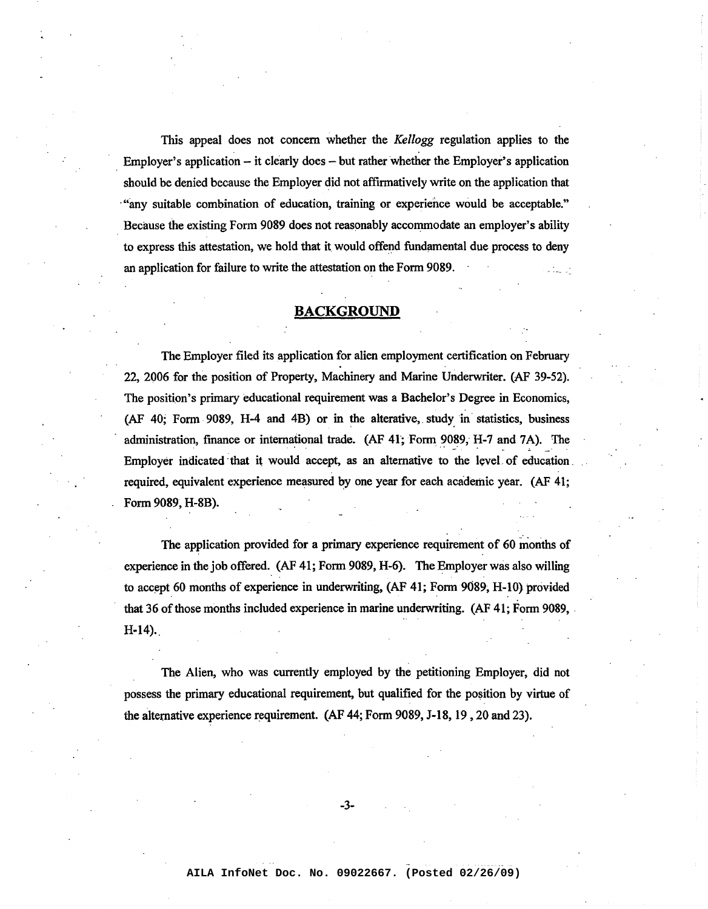This appeal does not concern whether the *Kellogg* regulation applies to the Employer's application – it clearly does – but rather whether the Employer's application should be denied because the Employer did not affirmatively write on the application that "any suitable combination of education, training or experience would be acceptable." Because the existing Form 9089 does not reasonably accommodate an employer's ability to express this attestation, we hold that it would offend fundamental due process to deny an application for failure to write the attestation on the Form 9089.

## BACKGROUND

The Employer filed its application for alien employment certification on February 22, 2006 for the position of Property, Machinery and Marine Underwriter. (AF 39-52). The position's primary educational requirement was a Bachelor's Degree in Economics, (AF 40; Form 9089, H-4 and 4B) or in the alterative, study in statistics, business administration, finance or international trade. (AF 41; Form 9089, H-7 and 7A). The Employer indicated that it would accept, as an alternative to the level of education required, equivalent experience measured by one year for each academic year. (AF 41; Form 9089, H-8B).

The application provided for a primary experience requirement of 60 months of experience in the job offered. (AF 41; Form 9089, H-6). The Employer was also willing to accept 60 months of experience in underwriting, (AF 41; Form 9089, H-10) provided that 36 of those months included experience in marine underwriting. (AF 41; Form 9089, H-14).

The Alien, who was currently employed by the petitioning Employer, did not possess the primary educational requirement, but qualified for the position by virtue of the alternative experience requirement. (AF 44; Form 9089, J-18, 19 , 20 and 23).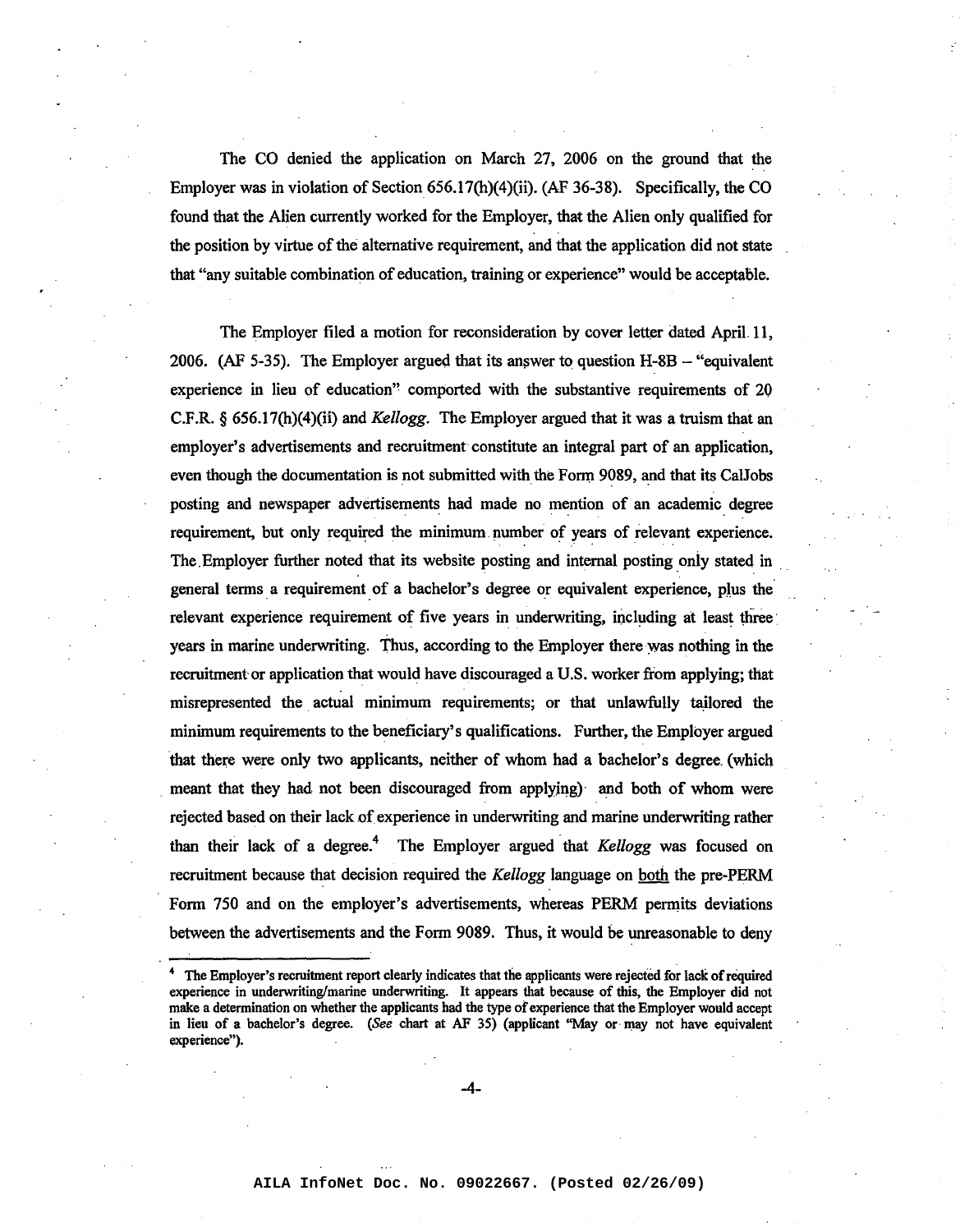The CO denied the application on March 27, 2006 on the ground that the Employer was in violation of Section 656.17(h)(4)(ii). (AF 36-38). Specifically, the CO found that the Alien currently worked for the Employer, that the Alien only qualified for the position by virtue of the alternative requirement, and that the application did not state that "any suitable combination of education, training or experience" would be acceptable.

The Employer filed a motion for reconsideration by cover letter dated April 11, 2006. (AF 5-35). The Employer argued that its answer to question H-8B – "equivalent experience in lieu of education" comported with the substantive requirements of 20 C.F.R. § 656.17(h)(4)(ii) and *Kellogg*. The Employer argued that it was a truism that an employer's advertisements and recruitment constitute an integral part of an application, even though the documentation is not submitted with the Form 9089, and that its CalJobs posting and newspaper advertisements had made no mention of an academic degree requirement, but only required the minimum number of years of relevant experience. The Employer further noted that its website posting and internal posting only stated in general terms a requirement of a bachelor's degree or equivalent experience, plus the relevant experience requirement of five years in underwriting, including at least three years in marine underwriting. Thus, according to the Employer there was nothing in the recruitment or application that would have discouraged a U.S. worker from applying; that misrepresented the actual minimum requirements; or that unlawfully tailored the minimum requirements to the beneficiary's qualifications. Further, the Employer argued that there were only two applicants, neither of whom had a bachelor's degree (which meant that they had not been discouraged from applying) and both of whom were rejected based on their lack of experience in underwriting and marine underwriting rather than their lack of a degree.[4] The Employer argued that *Kellogg* was focused on recruitment because that decision required the *Kellogg* language on both the pre-PERM Form 750 and on the employer's advertisements, whereas PERM permits deviations between the advertisements and the Form 9089. Thus, it would be unreasonable to deny

---

[4] The Employer's recruitment report clearly indicates that the applicants were rejected for lack of required experience in underwriting/marine underwriting. It appears that because of this, the Employer did not make a determination on whether the applicants had the type of experience that the Employer would accept in lieu of a bachelor's degree. (*See* chart at AF 35) (applicant "May or may not have equivalent experience").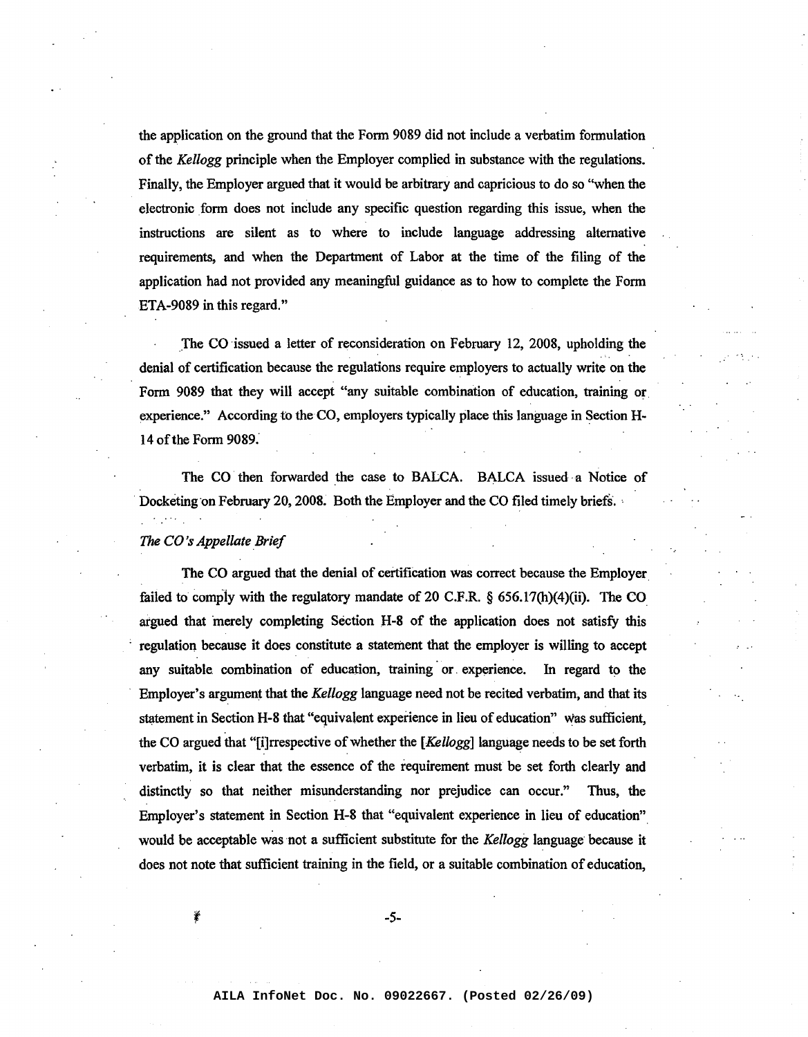the application on the ground that the Form 9089 did not include a verbatim formulation of the *Kellogg* principle when the Employer complied in substance with the regulations. Finally, the Employer argued that it would be arbitrary and capricious to do so "when the electronic form does not include any specific question regarding this issue, when the instructions are silent as to where to include language addressing alternative requirements, and when the Department of Labor at the time of the filing of the application had not provided any meaningful guidance as to how to complete the Form ETA-9089 in this regard."

The CO issued a letter of reconsideration on February 12, 2008, upholding the denial of certification because the regulations require employers to actually write on the Form 9089 that they will accept "any suitable combination of education, training or experience." According to the CO, employers typically place this language in Section H-14 of the Form 9089.

The CO then forwarded the case to BALCA. BALCA issued a Notice of Docketing on February 20, 2008. Both the Employer and the CO filed timely briefs.

*The CO's Appellate Brief*

The CO argued that the denial of certification was correct because the Employer failed to comply with the regulatory mandate of 20 C.F.R. § 656.17(h)(4)(ii). The CO argued that merely completing Section H-8 of the application does not satisfy this regulation because it does constitute a statement that the employer is willing to accept any suitable combination of education, training or experience. In regard to the Employer's argument that the *Kellogg* language need not be recited verbatim, and that its statement in Section H-8 that "equivalent experience in lieu of education" was sufficient, the CO argued that "[i]rrespective of whether the [*Kellogg*] language needs to be set forth verbatim, it is clear that the essence of the requirement must be set forth clearly and distinctly so that neither misunderstanding nor prejudice can occur." Thus, the Employer's statement in Section H-8 that "equivalent experience in lieu of education" would be acceptable was not a sufficient substitute for the *Kellogg* language because it does not note that sufficient training in the field, or a suitable combination of education,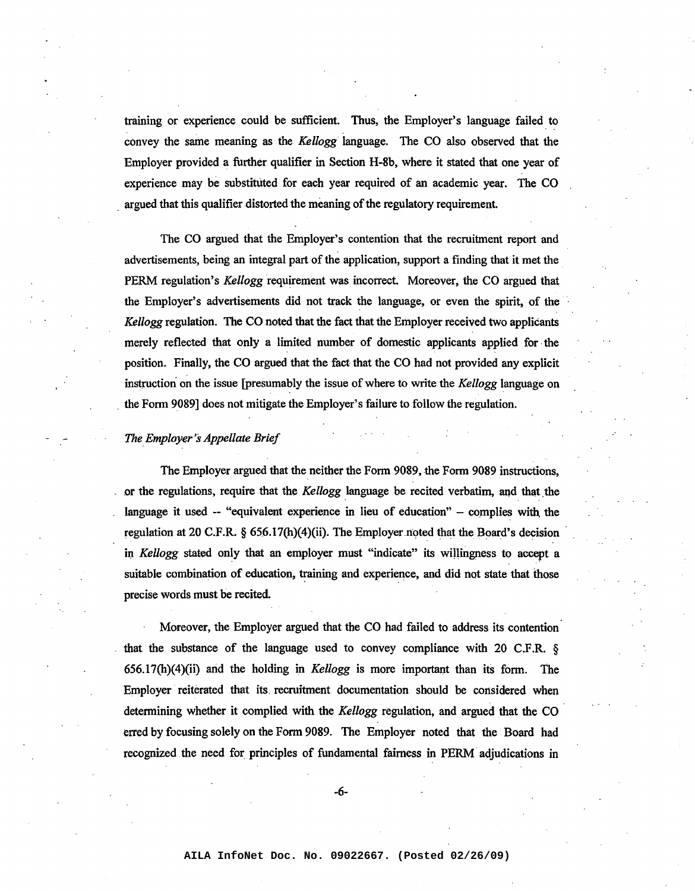training or experience could be sufficient. Thus, the Employer's language failed to convey the same meaning as the *Kellogg* language. The CO also observed that the Employer provided a further qualifier in Section H-8b, where it stated that one year of experience may be substituted for each year required of an academic year. The CO argued that this qualifier distorted the meaning of the regulatory requirement.

The CO argued that the Employer's contention that the recruitment report and advertisements, being an integral part of the application, support a finding that it met the PERM regulation's *Kellogg* requirement was incorrect. Moreover, the CO argued that the Employer's advertisements did not track the language, or even the spirit, of the *Kellogg* regulation. The CO noted that the fact that the Employer received two applicants merely reflected that only a limited number of domestic applicants applied for the position. Finally, the CO argued that the fact that the CO had not provided any explicit instruction on the issue [presumably the issue of where to write the *Kellogg* language on the Form 9089] does not mitigate the Employer's failure to follow the regulation.

*The Employer's Appellate Brief*

The Employer argued that the neither the Form 9089, the Form 9089 instructions, or the regulations, require that the *Kellogg* language be recited verbatim, and that the language it used -- "equivalent experience in lieu of education" – complies with the regulation at 20 C.F.R. § 656.17(h)(4)(ii). The Employer noted that the Board's decision in *Kellogg* stated only that an employer must "indicate" its willingness to accept a suitable combination of education, training and experience, and did not state that those precise words must be recited.

Moreover, the Employer argued that the CO had failed to address its contention that the substance of the language used to convey compliance with 20 C.F.R. § 656.17(h)(4)(ii) and the holding in *Kellogg* is more important than its form. The Employer reiterated that its recruitment documentation should be considered when determining whether it complied with the *Kellogg* regulation, and argued that the CO erred by focusing solely on the Form 9089. The Employer noted that the Board had recognized the need for principles of fundamental fairness in PERM adjudications in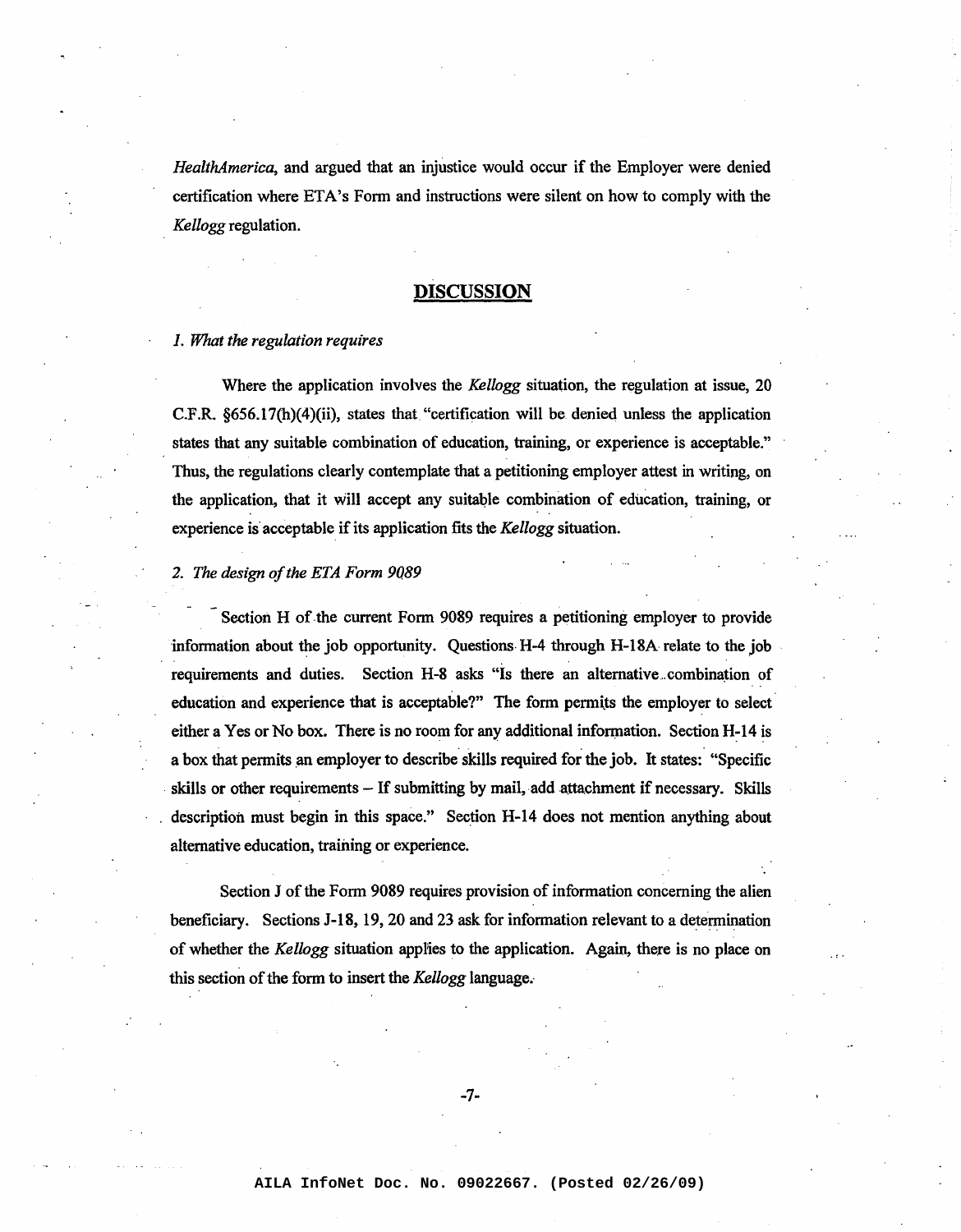*HealthAmerica*, and argued that an injustice would occur if the Employer were denied certification where ETA's Form and instructions were silent on how to comply with the *Kellogg* regulation.

## DISCUSSION

*1. What the regulation requires*

Where the application involves the *Kellogg* situation, the regulation at issue, 20 C.F.R. §656.17(h)(4)(ii), states that "certification will be denied unless the application states that any suitable combination of education, training, or experience is acceptable." Thus, the regulations clearly contemplate that a petitioning employer attest in writing, on the application, that it will accept any suitable combination of education, training, or experience is acceptable if its application fits the *Kellogg* situation.

*2. The design of the ETA Form 9089*

Section H of the current Form 9089 requires a petitioning employer to provide information about the job opportunity. Questions H-4 through H-18A relate to the job requirements and duties. Section H-8 asks "Is there an alternative combination of education and experience that is acceptable?" The form permits the employer to select either a Yes or No box. There is no room for any additional information. Section H-14 is a box that permits an employer to describe skills required for the job. It states: "Specific skills or other requirements – If submitting by mail, add attachment if necessary. Skills description must begin in this space." Section H-14 does not mention anything about alternative education, training or experience.

Section J of the Form 9089 requires provision of information concerning the alien beneficiary. Sections J-18, 19, 20 and 23 ask for information relevant to a determination of whether the *Kellogg* situation applies to the application. Again, there is no place on this section of the form to insert the *Kellogg* language.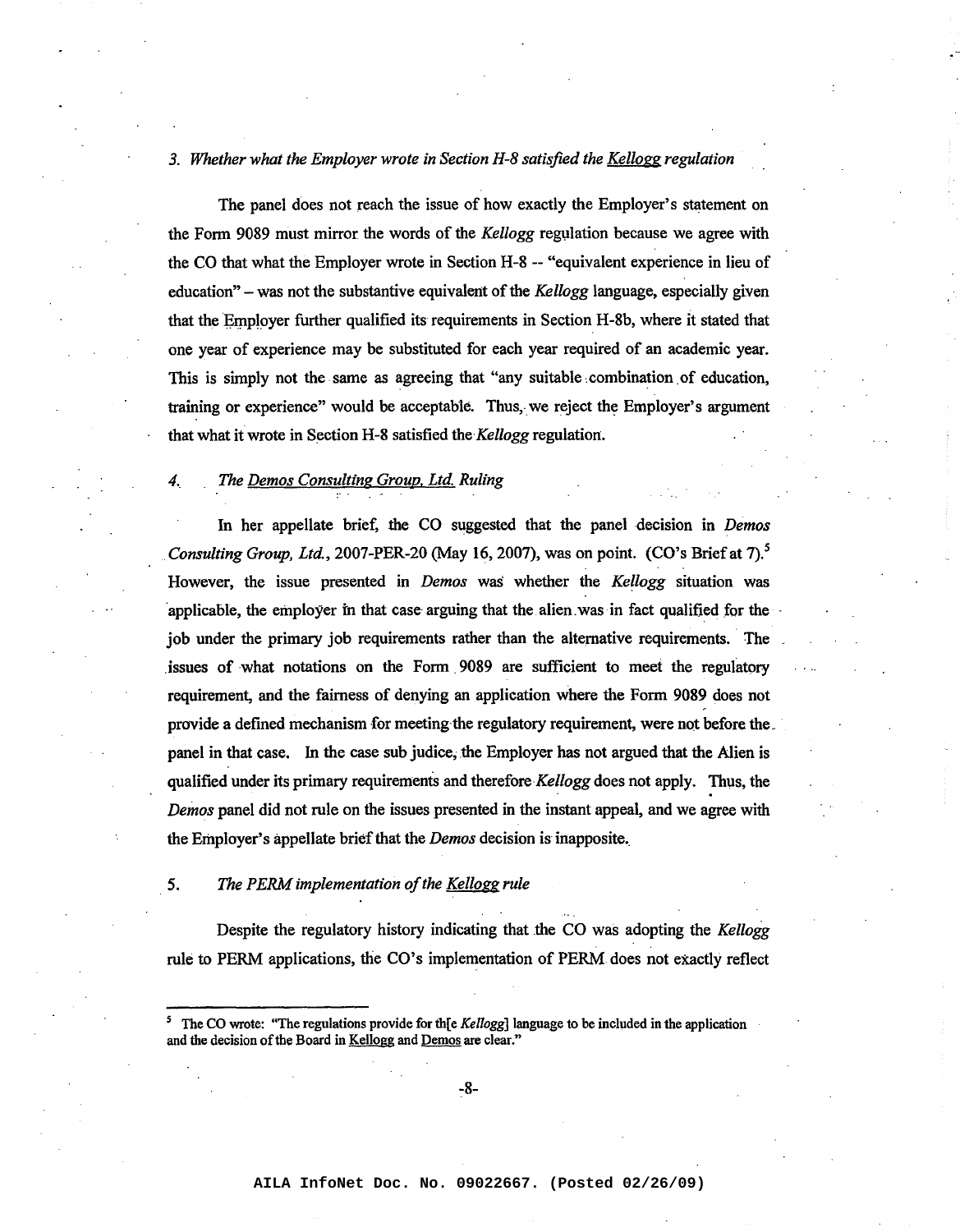### 3. *Whether what the Employer wrote in Section H-8 satisfied the Kellogg regulation*

The panel does not reach the issue of how exactly the Employer's statement on the Form 9089 must mirror the words of the *Kellogg* regulation because we agree with the CO that what the Employer wrote in Section H-8 -- "equivalent experience in lieu of education" – was not the substantive equivalent of the *Kellogg* language, especially given that the Employer further qualified its requirements in Section H-8b, where it stated that one year of experience may be substituted for each year required of an academic year. This is simply not the same as agreeing that "any suitable combination of education, training or experience" would be acceptable. Thus, we reject the Employer's argument that what it wrote in Section H-8 satisfied the *Kellogg* regulation.

### 4. *The Demos Consulting Group, Ltd. Ruling*

In her appellate brief, the CO suggested that the panel decision in *Demos Consulting Group, Ltd.*, 2007-PER-20 (May 16, 2007), was on point. (CO's Brief at 7).[5] However, the issue presented in *Demos* was whether the *Kellogg* situation was applicable, the employer in that case arguing that the alien was in fact qualified for the job under the primary job requirements rather than the alternative requirements. The issues of what notations on the Form 9089 are sufficient to meet the regulatory requirement, and the fairness of denying an application where the Form 9089 does not provide a defined mechanism for meeting the regulatory requirement, were not before the panel in that case. In the case sub judice, the Employer has not argued that the Alien is qualified under its primary requirements and therefore *Kellogg* does not apply. Thus, the *Demos* panel did not rule on the issues presented in the instant appeal, and we agree with the Employer's appellate brief that the *Demos* decision is inapposite.

### 5. *The PERM implementation of the Kellogg rule*

Despite the regulatory history indicating that the CO was adopting the *Kellogg* rule to PERM applications, the CO's implementation of PERM does not exactly reflect

---

[5] The CO wrote: "The regulations provide for th[e *Kellogg*] language to be included in the application and the decision of the Board in Kellogg and Demos are clear."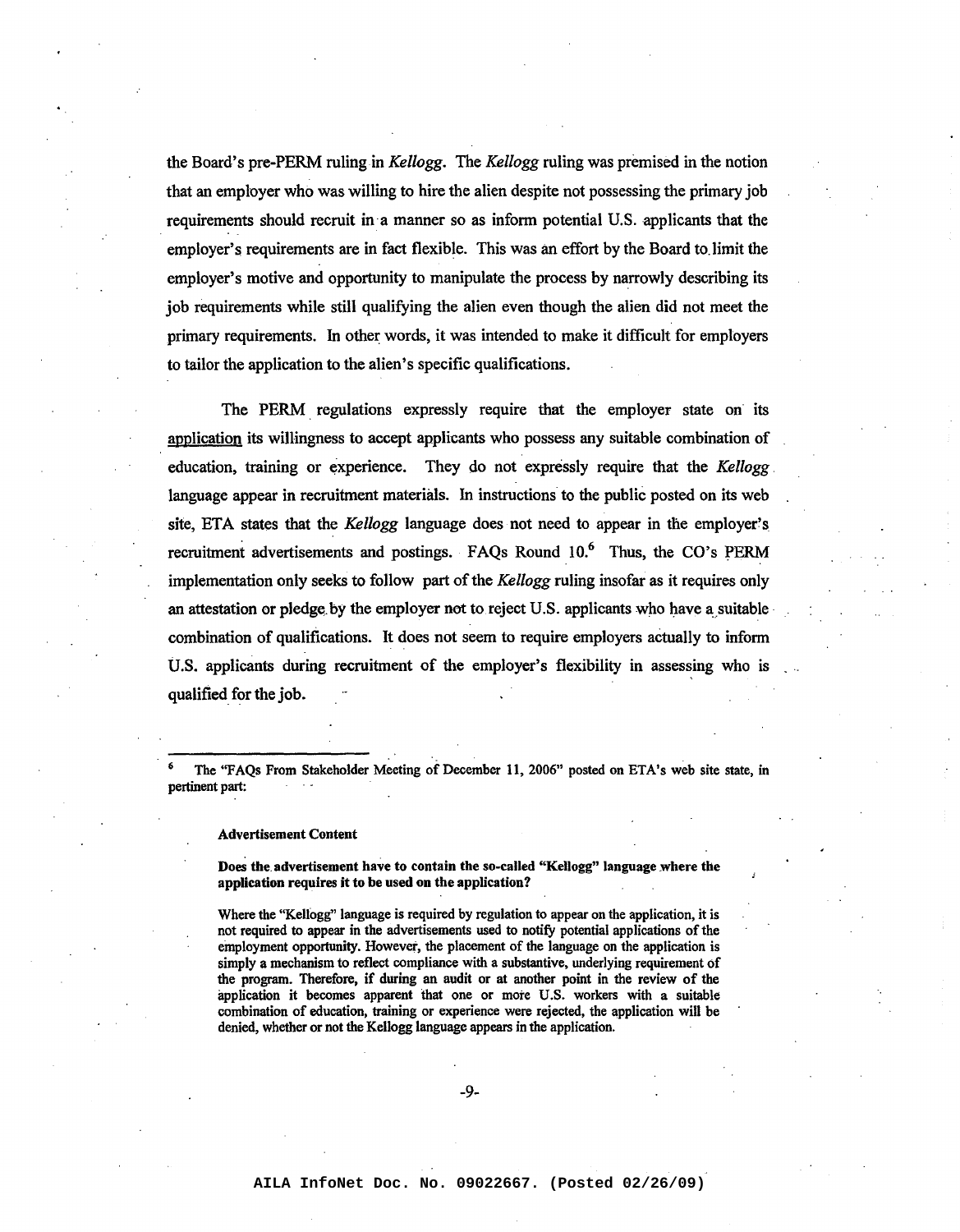the Board's pre-PERM ruling in *Kellogg*. The *Kellogg* ruling was premised in the notion that an employer who was willing to hire the alien despite not possessing the primary job requirements should recruit in a manner so as inform potential U.S. applicants that the employer's requirements are in fact flexible. This was an effort by the Board to limit the employer's motive and opportunity to manipulate the process by narrowly describing its job requirements while still qualifying the alien even though the alien did not meet the primary requirements. In other words, it was intended to make it difficult for employers to tailor the application to the alien's specific qualifications.

The PERM regulations expressly require that the employer state on its application its willingness to accept applicants who possess any suitable combination of education, training or experience. They do not expressly require that the *Kellogg* language appear in recruitment materials. In instructions to the public posted on its web site, ETA states that the *Kellogg* language does not need to appear in the employer's recruitment advertisements and postings. FAQs Round 10.[6] Thus, the CO's PERM implementation only seeks to follow part of the *Kellogg* ruling insofar as it requires only an attestation or pledge by the employer not to reject U.S. applicants who have a suitable combination of qualifications. It does not seem to require employers actually to inform U.S. applicants during recruitment of the employer's flexibility in assessing who is qualified for the job.

---

[6] The "FAQs From Stakeholder Meeting of December 11, 2006" posted on ETA's web site state, in pertinent part:

> **Advertisement Content**
>
> **Does the advertisement have to contain the so-called "Kellogg" language where the application requires it to be used on the application?**
>
> Where the "Kellogg" language is required by regulation to appear on the application, it is not required to appear in the advertisements used to notify potential applications of the employment opportunity. However, the placement of the language on the application is simply a mechanism to reflect compliance with a substantive, underlying requirement of the program. Therefore, if during an audit or at another point in the review of the application it becomes apparent that one or more U.S. workers with a suitable combination of education, training or experience were rejected, the application will be denied, whether or not the Kellogg language appears in the application.

AILA InfoNet Doc. No. 09022667. (Posted 02/26/09)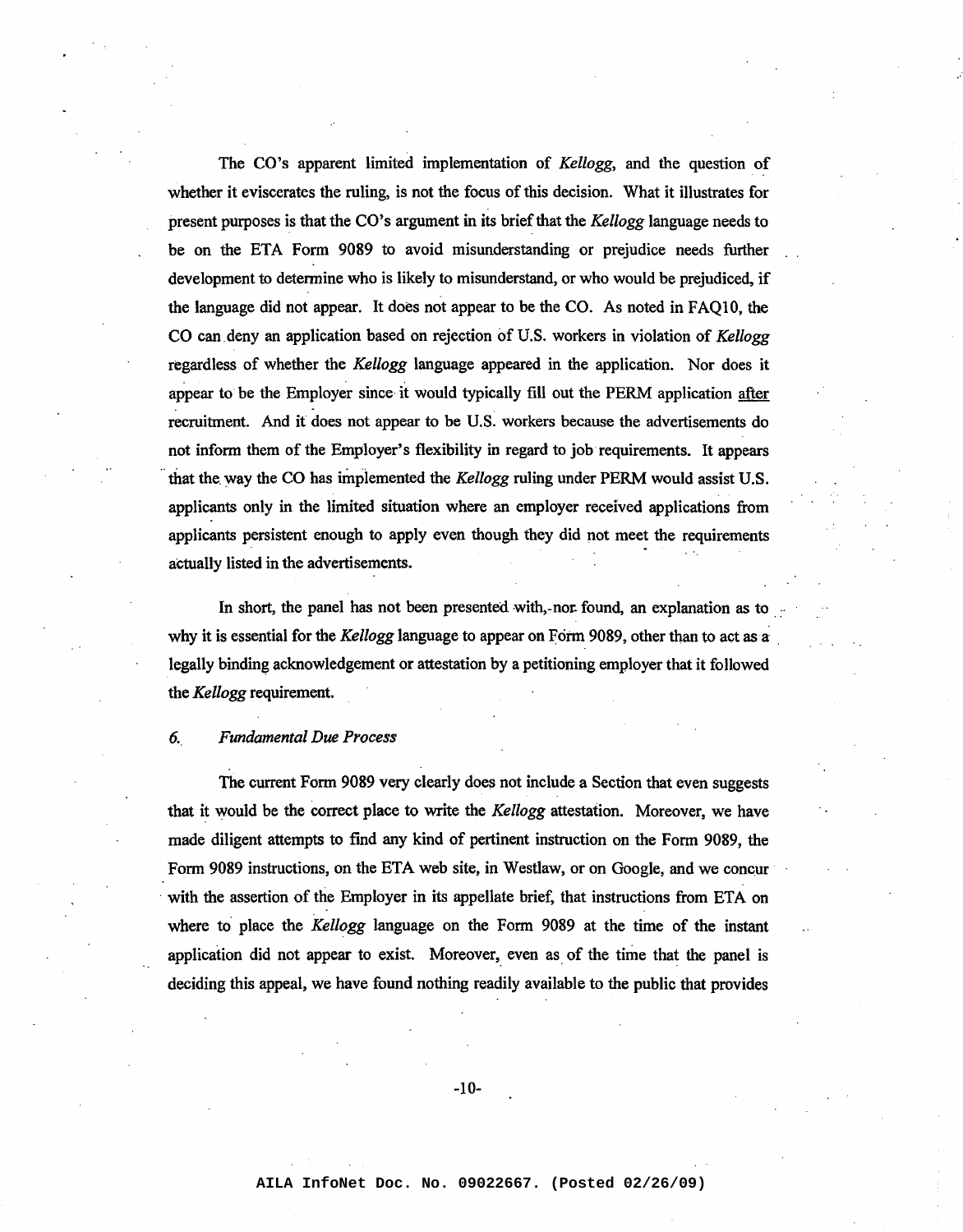The CO's apparent limited implementation of *Kellogg*, and the question of whether it eviscerates the ruling, is not the focus of this decision. What it illustrates for present purposes is that the CO's argument in its brief that the *Kellogg* language needs to be on the ETA Form 9089 to avoid misunderstanding or prejudice needs further development to determine who is likely to misunderstand, or who would be prejudiced, if the language did not appear. It does not appear to be the CO. As noted in FAQ10, the CO can deny an application based on rejection of U.S. workers in violation of *Kellogg* regardless of whether the *Kellogg* language appeared in the application. Nor does it appear to be the Employer since it would typically fill out the PERM application after recruitment. And it does not appear to be U.S. workers because the advertisements do not inform them of the Employer's flexibility in regard to job requirements. It appears that the way the CO has implemented the *Kellogg* ruling under PERM would assist U.S. applicants only in the limited situation where an employer received applications from applicants persistent enough to apply even though they did not meet the requirements actually listed in the advertisements.

In short, the panel has not been presented with, nor found, an explanation as to why it is essential for the *Kellogg* language to appear on Form 9089, other than to act as a legally binding acknowledgement or attestation by a petitioning employer that it followed the *Kellogg* requirement.

### 6. *Fundamental Due Process*

The current Form 9089 very clearly does not include a Section that even suggests that it would be the correct place to write the *Kellogg* attestation. Moreover, we have made diligent attempts to find any kind of pertinent instruction on the Form 9089, the Form 9089 instructions, on the ETA web site, in Westlaw, or on Google, and we concur with the assertion of the Employer in its appellate brief, that instructions from ETA on where to place the *Kellogg* language on the Form 9089 at the time of the instant application did not appear to exist. Moreover, even as of the time that the panel is deciding this appeal, we have found nothing readily available to the public that provides

AILA InfoNet Doc. No. 09022667. (Posted 02/26/09)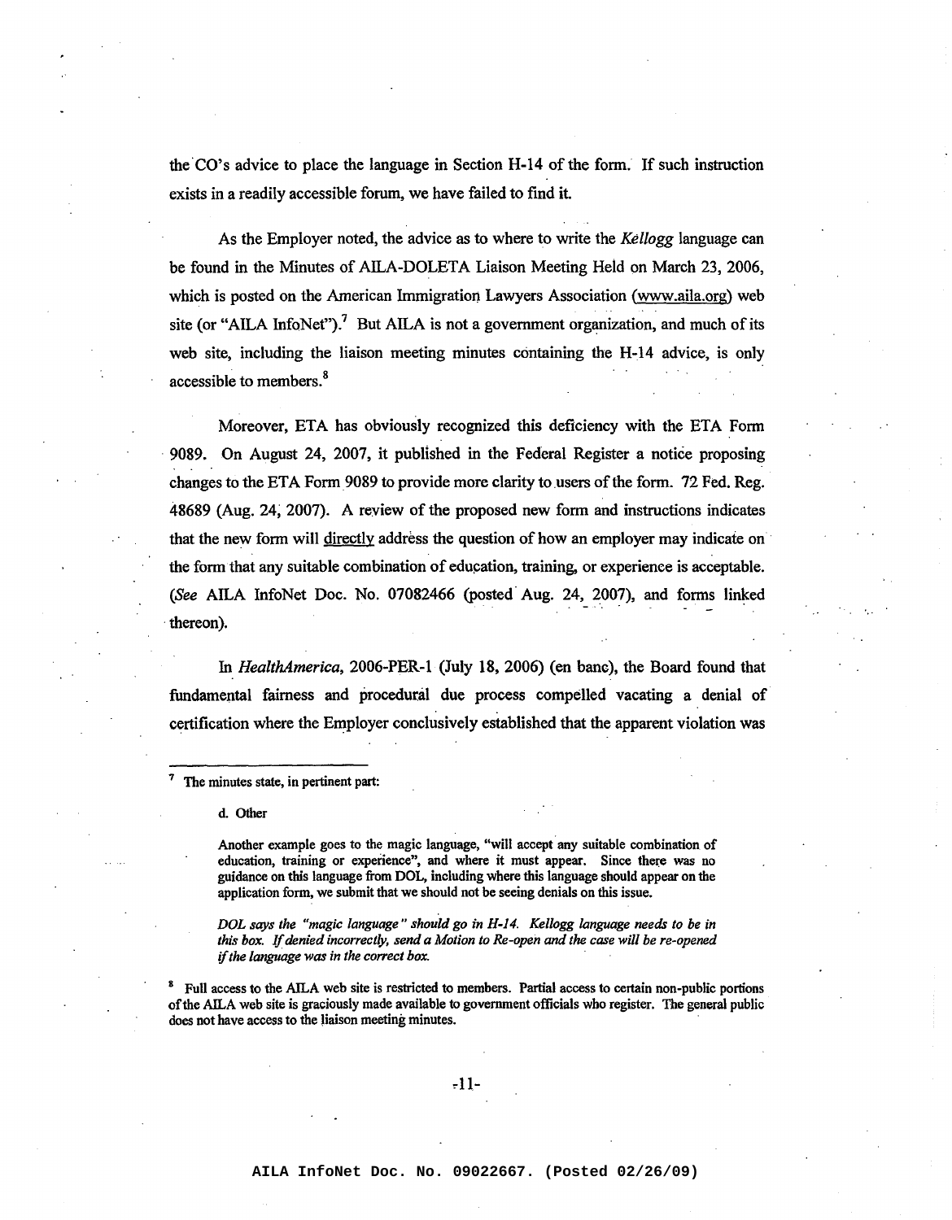the CO's advice to place the language in Section H-14 of the form. If such instruction exists in a readily accessible forum, we have failed to find it.

As the Employer noted, the advice as to where to write the *Kellogg* language can be found in the Minutes of AILA-DOLETA Liaison Meeting Held on March 23, 2006, which is posted on the American Immigration Lawyers Association (www.aila.org) web site (or "AILA InfoNet").[7] But AILA is not a government organization, and much of its web site, including the liaison meeting minutes containing the H-14 advice, is only accessible to members.[8]

Moreover, ETA has obviously recognized this deficiency with the ETA Form 9089. On August 24, 2007, it published in the Federal Register a notice proposing changes to the ETA Form 9089 to provide more clarity to users of the form. 72 Fed. Reg. 48689 (Aug. 24, 2007). A review of the proposed new form and instructions indicates that the new form will directly address the question of how an employer may indicate on the form that any suitable combination of education, training, or experience is acceptable. (*See* AILA InfoNet Doc. No. 07082466 (posted Aug. 24, 2007), and forms linked thereon).

In *HealthAmerica*, 2006-PER-1 (July 18, 2006) (en banc), the Board found that fundamental fairness and procedural due process compelled vacating a denial of certification where the Employer conclusively established that the apparent violation was

---

[7] The minutes state, in pertinent part:

> d. Other
>
> Another example goes to the magic language, "will accept any suitable combination of education, training or experience", and where it must appear. Since there was no guidance on this language from DOL, including where this language should appear on the application form, we submit that we should not be seeing denials on this issue.
>
> *DOL says the "magic language" should go in H-14. Kellogg language needs to be in this box. If denied incorrectly, send a Motion to Re-open and the case will be re-opened if the language was in the correct box.*

[8] Full access to the AILA web site is restricted to members. Partial access to certain non-public portions of the AILA web site is graciously made available to government officials who register. The general public does not have access to the liaison meeting minutes.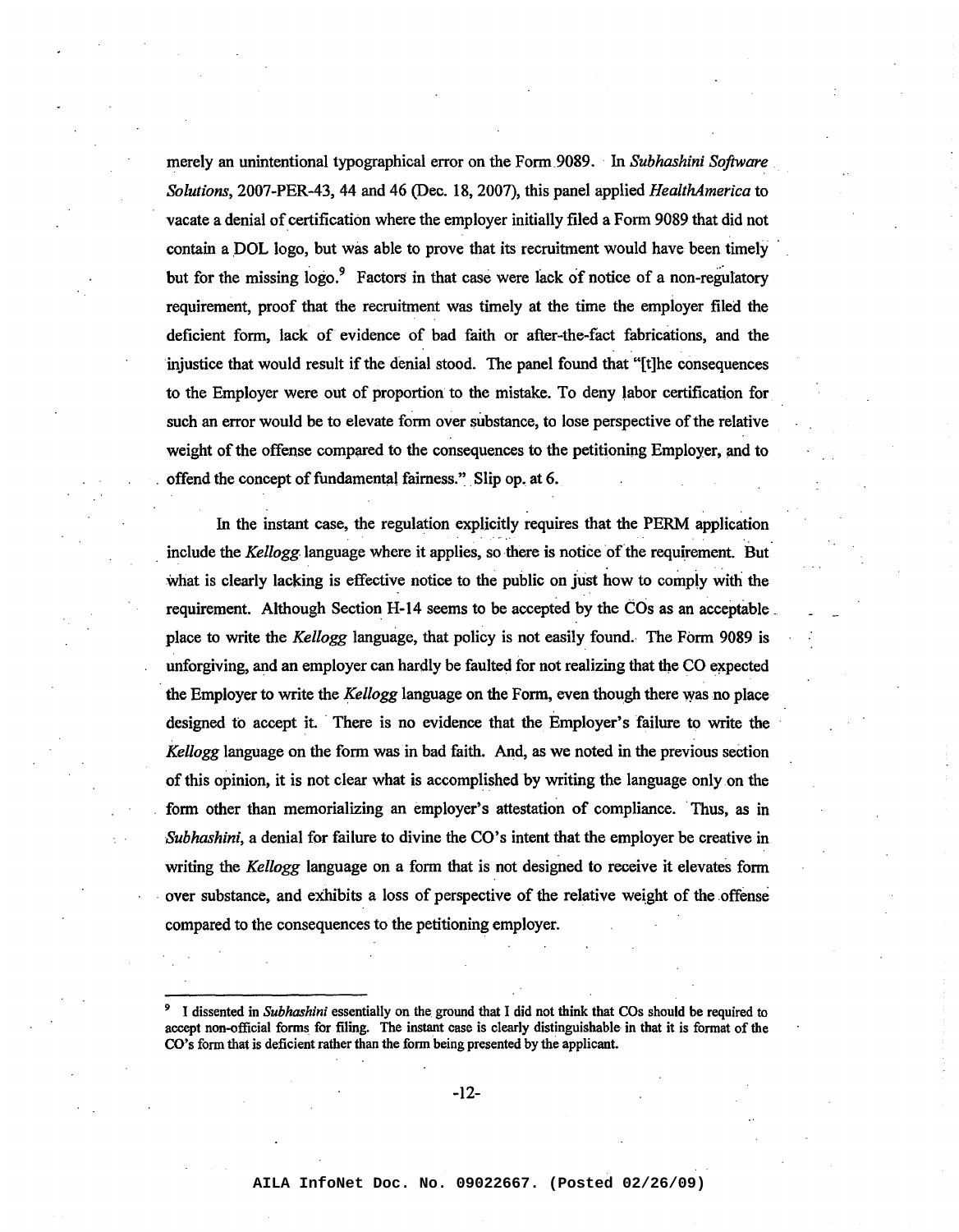merely an unintentional typographical error on the Form 9089. In *Subhashini Software Solutions*, 2007-PER-43, 44 and 46 (Dec. 18, 2007), this panel applied *HealthAmerica* to vacate a denial of certification where the employer initially filed a Form 9089 that did not contain a DOL logo, but was able to prove that its recruitment would have been timely but for the missing logo.[9] Factors in that case were lack of notice of a non-regulatory requirement, proof that the recruitment was timely at the time the employer filed the deficient form, lack of evidence of bad faith or after-the-fact fabrications, and the injustice that would result if the denial stood. The panel found that "[t]he consequences to the Employer were out of proportion to the mistake. To deny labor certification for such an error would be to elevate form over substance, to lose perspective of the relative weight of the offense compared to the consequences to the petitioning Employer, and to offend the concept of fundamental fairness." Slip op. at 6.

In the instant case, the regulation explicitly requires that the PERM application include the *Kellogg* language where it applies, so there is notice of the requirement. But what is clearly lacking is effective notice to the public on just how to comply with the requirement. Although Section H-14 seems to be accepted by the COs as an acceptable place to write the *Kellogg* language, that policy is not easily found. The Form 9089 is unforgiving, and an employer can hardly be faulted for not realizing that the CO expected the Employer to write the *Kellogg* language on the Form, even though there was no place designed to accept it. There is no evidence that the Employer's failure to write the *Kellogg* language on the form was in bad faith. And, as we noted in the previous section of this opinion, it is not clear what is accomplished by writing the language only on the form other than memorializing an employer's attestation of compliance. Thus, as in *Subhashini*, a denial for failure to divine the CO's intent that the employer be creative in writing the *Kellogg* language on a form that is not designed to receive it elevates form over substance, and exhibits a loss of perspective of the relative weight of the offense compared to the consequences to the petitioning employer.

---

[9] I dissented in *Subhashini* essentially on the ground that I did not think that COs should be required to accept non-official forms for filing. The instant case is clearly distinguishable in that it is format of the CO's form that is deficient rather than the form being presented by the applicant.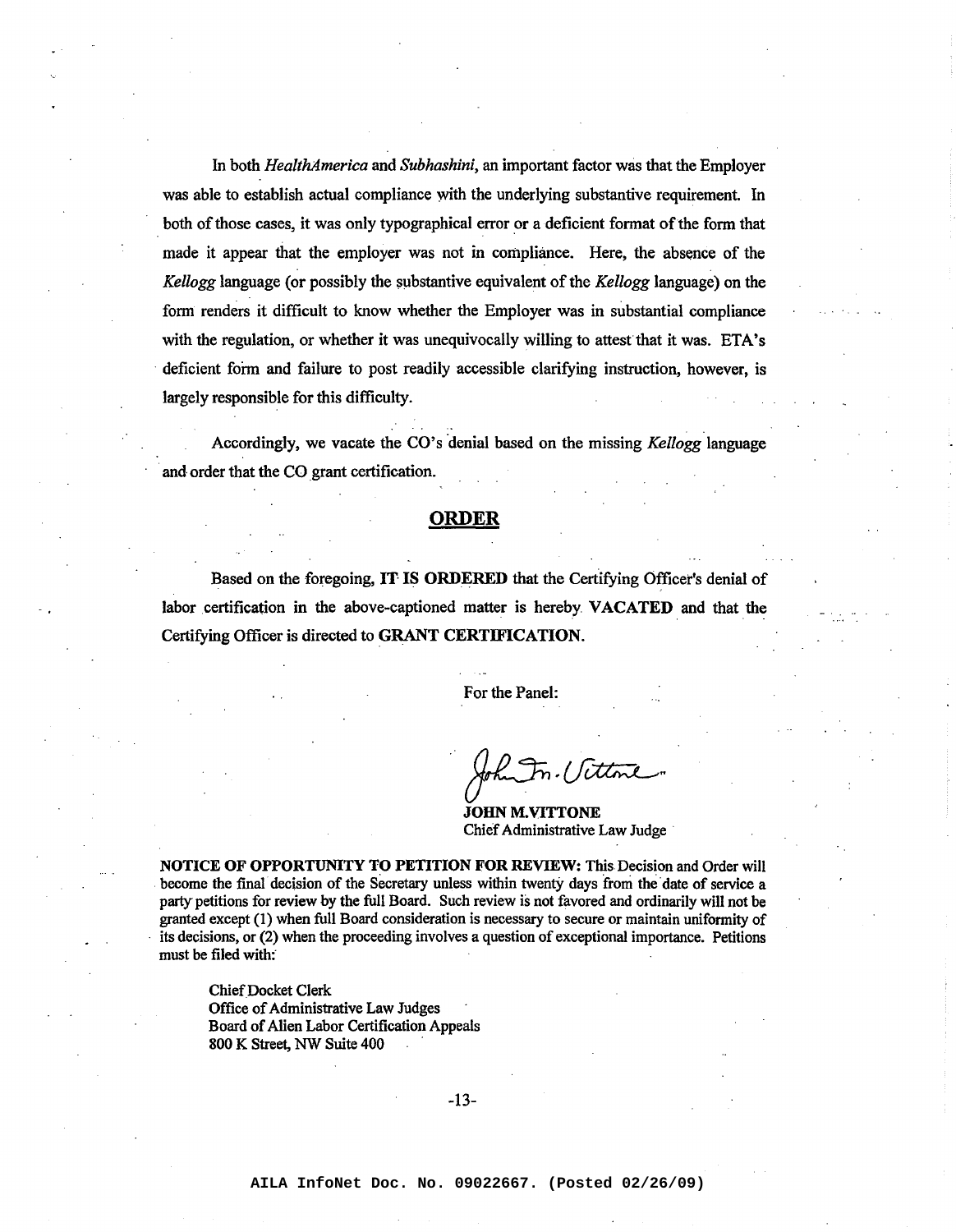In both *HealthAmerica* and *Subhashini*, an important factor was that the Employer was able to establish actual compliance with the underlying substantive requirement. In both of those cases, it was only typographical error or a deficient format of the form that made it appear that the employer was not in compliance. Here, the absence of the *Kellogg* language (or possibly the substantive equivalent of the *Kellogg* language) on the form renders it difficult to know whether the Employer was in substantial compliance with the regulation, or whether it was unequivocally willing to attest that it was. ETA's deficient form and failure to post readily accessible clarifying instruction, however, is largely responsible for this difficulty.

Accordingly, we vacate the CO's denial based on the missing *Kellogg* language and order that the CO grant certification.

## ORDER

Based on the foregoing, **IT IS ORDERED** that the Certifying Officer's denial of labor certification in the above-captioned matter is hereby **VACATED** and that the Certifying Officer is directed to **GRANT CERTIFICATION.**

For the Panel:

**JOHN M. VITTONE**
Chief Administrative Law Judge

**NOTICE OF OPPORTUNITY TO PETITION FOR REVIEW:** This Decision and Order will become the final decision of the Secretary unless within twenty days from the date of service a party petitions for review by the full Board. Such review is not favored and ordinarily will not be granted except (1) when full Board consideration is necessary to secure or maintain uniformity of its decisions, or (2) when the proceeding involves a question of exceptional importance. Petitions must be filed with:

Chief Docket Clerk
Office of Administrative Law Judges
Board of Alien Labor Certification Appeals
800 K Street, NW Suite 400

AILA InfoNet Doc. No. 09022667. (Posted 02/26/09)